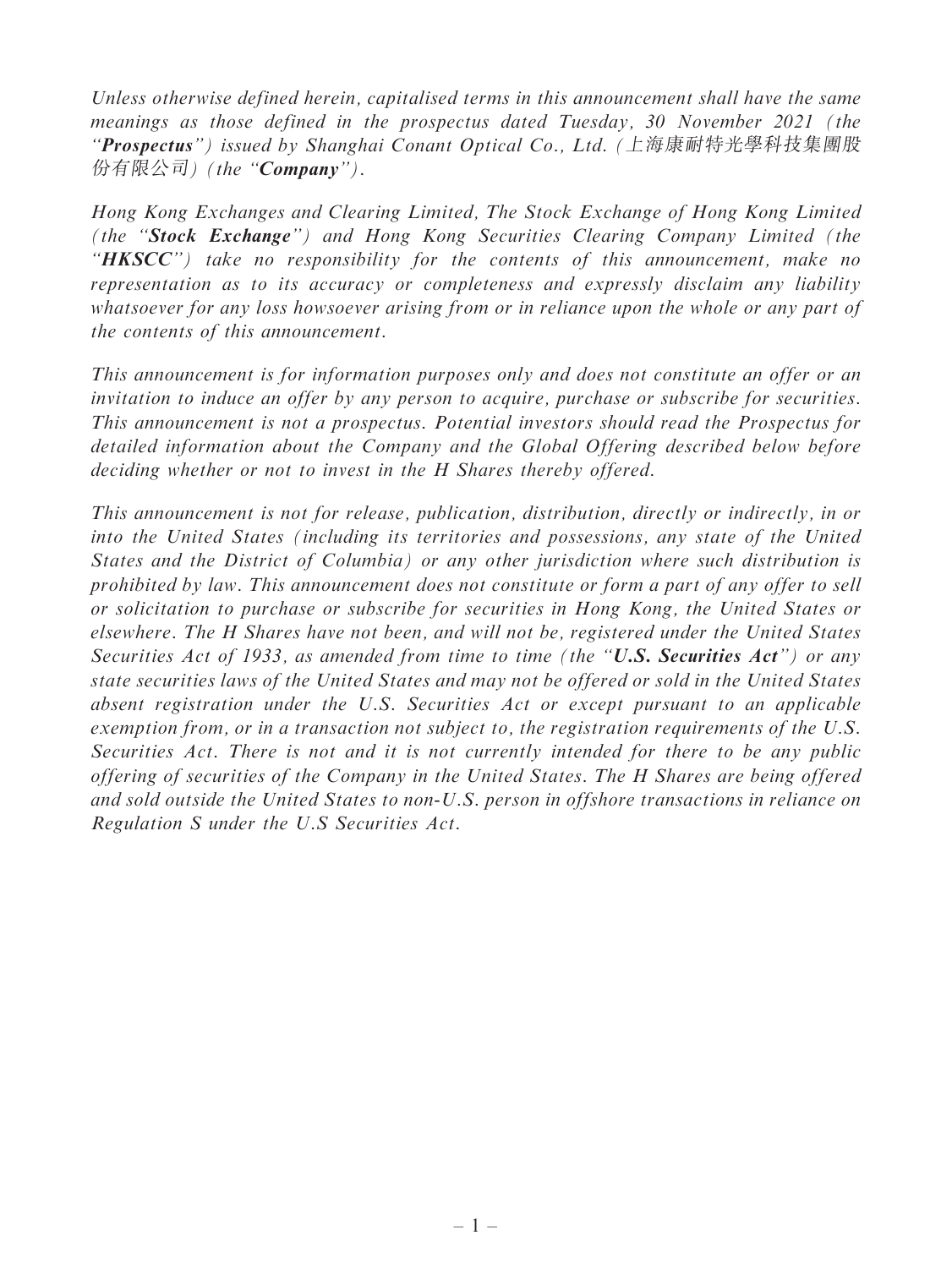*Unless otherwise defined herein, capitalised terms in this announcement shall have the same meanings as those defined in the prospectus dated Tuesday, 30 November 2021 (the "**Prospectus**") issued by Shanghai Conant Optical Co., Ltd. (上海康耐特光學科技集團股份有限公司) (the "**Company**").*

*Hong Kong Exchanges and Clearing Limited, The Stock Exchange of Hong Kong Limited (the "**Stock Exchange**") and Hong Kong Securities Clearing Company Limited (the "**HKSCC**") take no responsibility for the contents of this announcement, make no representation as to its accuracy or completeness and expressly disclaim any liability whatsoever for any loss howsoever arising from or in reliance upon the whole or any part of the contents of this announcement.*

*This announcement is for information purposes only and does not constitute an offer or an invitation to induce an offer by any person to acquire, purchase or subscribe for securities. This announcement is not a prospectus. Potential investors should read the Prospectus for detailed information about the Company and the Global Offering described below before deciding whether or not to invest in the H Shares thereby offered.*

*This announcement is not for release, publication, distribution, directly or indirectly, in or into the United States (including its territories and possessions, any state of the United States and the District of Columbia) or any other jurisdiction where such distribution is prohibited by law. This announcement does not constitute or form a part of any offer to sell or solicitation to purchase or subscribe for securities in Hong Kong, the United States or elsewhere. The H Shares have not been, and will not be, registered under the United States Securities Act of 1933, as amended from time to time (the "**U.S. Securities Act**") or any state securities laws of the United States and may not be offered or sold in the United States absent registration under the U.S. Securities Act or except pursuant to an applicable exemption from, or in a transaction not subject to, the registration requirements of the U.S. Securities Act. There is not and it is not currently intended for there to be any public offering of securities of the Company in the United States. The H Shares are being offered and sold outside the United States to non-U.S. person in offshore transactions in reliance on Regulation S under the U.S Securities Act.*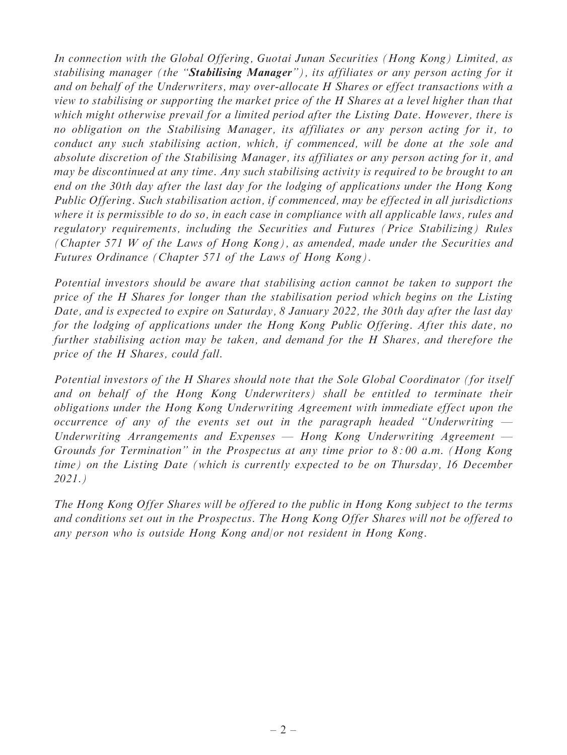*In connection with the Global Offering, Guotai Junan Securities (Hong Kong) Limited, as stabilising manager (the "**Stabilising Manager**"), its affiliates or any person acting for it and on behalf of the Underwriters, may over-allocate H Shares or effect transactions with a view to stabilising or supporting the market price of the H Shares at a level higher than that which might otherwise prevail for a limited period after the Listing Date. However, there is no obligation on the Stabilising Manager, its affiliates or any person acting for it, to conduct any such stabilising action, which, if commenced, will be done at the sole and absolute discretion of the Stabilising Manager, its affiliates or any person acting for it, and may be discontinued at any time. Any such stabilising activity is required to be brought to an end on the 30th day after the last day for the lodging of applications under the Hong Kong Public Offering. Such stabilisation action, if commenced, may be effected in all jurisdictions where it is permissible to do so, in each case in compliance with all applicable laws, rules and regulatory requirements, including the Securities and Futures (Price Stabilizing) Rules (Chapter 571 W of the Laws of Hong Kong), as amended, made under the Securities and Futures Ordinance (Chapter 571 of the Laws of Hong Kong).*

*Potential investors should be aware that stabilising action cannot be taken to support the price of the H Shares for longer than the stabilisation period which begins on the Listing Date, and is expected to expire on Saturday, 8 January 2022, the 30th day after the last day for the lodging of applications under the Hong Kong Public Offering. After this date, no further stabilising action may be taken, and demand for the H Shares, and therefore the price of the H Shares, could fall.*

*Potential investors of the H Shares should note that the Sole Global Coordinator (for itself and on behalf of the Hong Kong Underwriters) shall be entitled to terminate their obligations under the Hong Kong Underwriting Agreement with immediate effect upon the occurrence of any of the events set out in the paragraph headed "Underwriting — Underwriting Arrangements and Expenses — Hong Kong Underwriting Agreement — Grounds for Termination" in the Prospectus at any time prior to 8:00 a.m. (Hong Kong time) on the Listing Date (which is currently expected to be on Thursday, 16 December 2021.)*

*The Hong Kong Offer Shares will be offered to the public in Hong Kong subject to the terms and conditions set out in the Prospectus. The Hong Kong Offer Shares will not be offered to any person who is outside Hong Kong and/or not resident in Hong Kong.*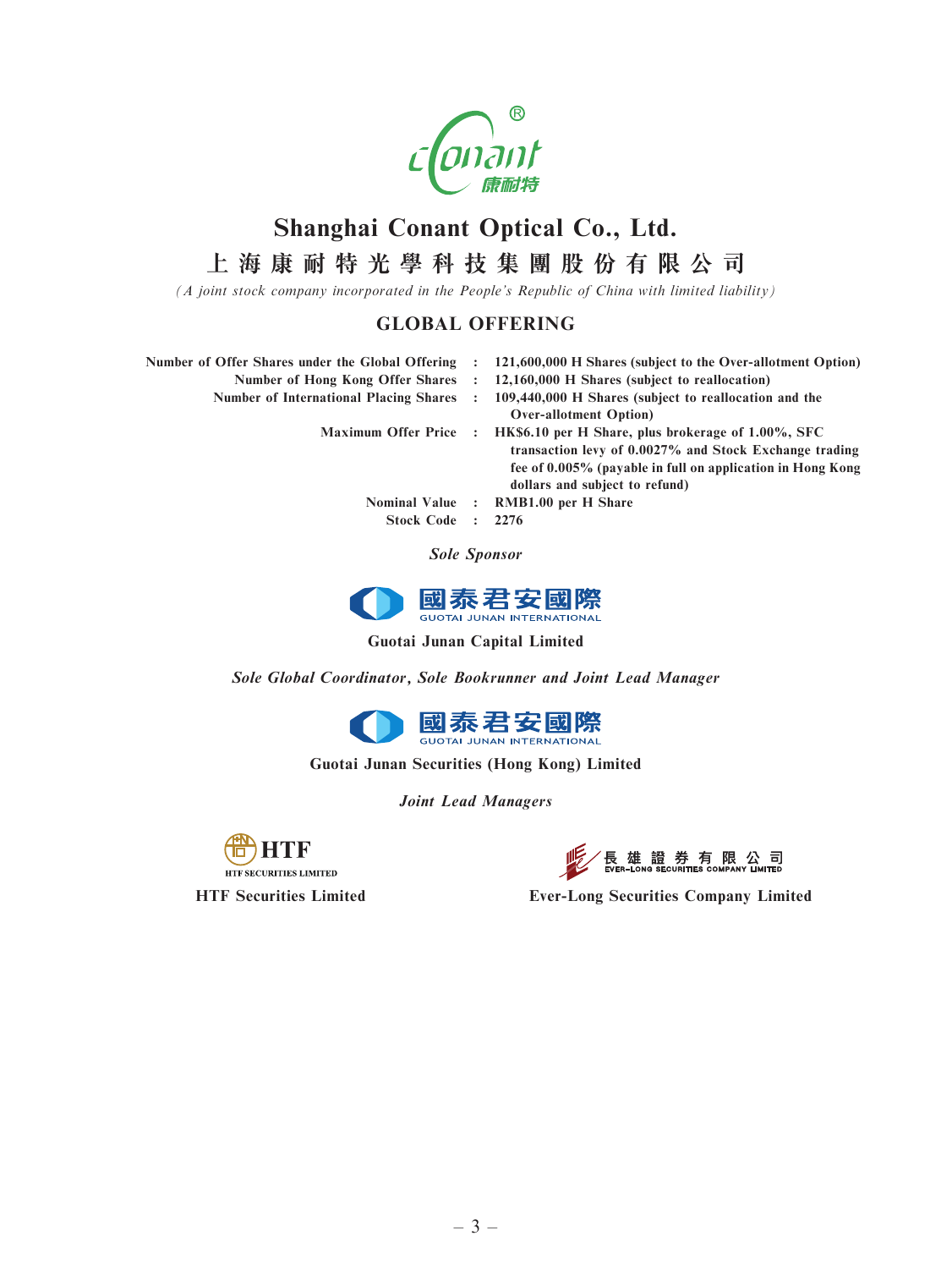# Shanghai Conant Optical Co., Ltd.

# 上海康耐特光學科技集團股份有限公司

*(A joint stock company incorporated in the People's Republic of China with limited liability)*

## GLOBAL OFFERING

| | | |
|---|---|---|
| **Number of Offer Shares under the Global Offering** | **:** | **121,600,000 H Shares (subject to the Over-allotment Option)** |
| **Number of Hong Kong Offer Shares** | **:** | **12,160,000 H Shares (subject to reallocation)** |
| **Number of International Placing Shares** | **:** | **109,440,000 H Shares (subject to reallocation and the Over-allotment Option)** |
| **Maximum Offer Price** | **:** | **HK$6.10 per H Share, plus brokerage of 1.00%, SFC transaction levy of 0.0027% and Stock Exchange trading fee of 0.005% (payable in full on application in Hong Kong dollars and subject to refund)** |
| **Nominal Value** | **:** | **RMB1.00 per H Share** |
| **Stock Code** | **:** | **2276** |

***Sole Sponsor***

國泰君安國際 GUOTAI JUNAN INTERNATIONAL

**Guotai Junan Capital Limited**

***Sole Global Coordinator, Sole Bookrunner and Joint Lead Manager***

國泰君安國際 GUOTAI JUNAN INTERNATIONAL

**Guotai Junan Securities (Hong Kong) Limited**

***Joint Lead Managers***

HTF SECURITIES LIMITED

**HTF Securities Limited**

長雄證券有限公司 EVER-LONG SECURITIES COMPANY LIMITED

**Ever-Long Securities Company Limited**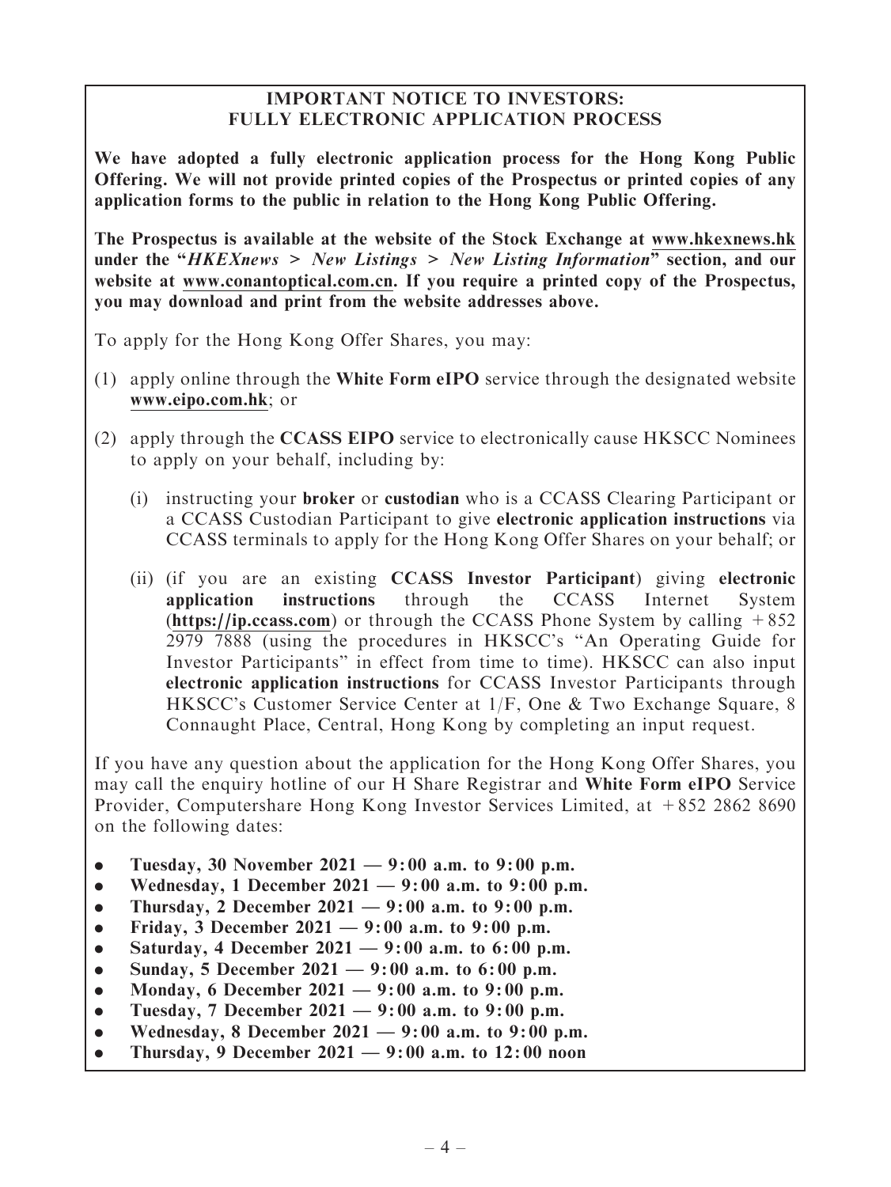## IMPORTANT NOTICE TO INVESTORS: FULLY ELECTRONIC APPLICATION PROCESS

**We have adopted a fully electronic application process for the Hong Kong Public Offering. We will not provide printed copies of the Prospectus or printed copies of any application forms to the public in relation to the Hong Kong Public Offering.**

**The Prospectus is available at the website of the Stock Exchange at www.hkexnews.hk under the "*HKEXnews > New Listings > New Listing Information*" section, and our website at www.conantoptical.com.cn. If you require a printed copy of the Prospectus, you may download and print from the website addresses above.**

To apply for the Hong Kong Offer Shares, you may:

(1) apply online through the **White Form eIPO** service through the designated website **www.eipo.com.hk**; or

(2) apply through the **CCASS EIPO** service to electronically cause HKSCC Nominees to apply on your behalf, including by:

   (i) instructing your **broker** or **custodian** who is a CCASS Clearing Participant or a CCASS Custodian Participant to give **electronic application instructions** via CCASS terminals to apply for the Hong Kong Offer Shares on your behalf; or

   (ii) (if you are an existing **CCASS Investor Participant**) giving **electronic application instructions** through the CCASS Internet System (**https://ip.ccass.com**) or through the CCASS Phone System by calling +852 2979 7888 (using the procedures in HKSCC's "An Operating Guide for Investor Participants" in effect from time to time). HKSCC can also input **electronic application instructions** for CCASS Investor Participants through HKSCC's Customer Service Center at 1/F, One & Two Exchange Square, 8 Connaught Place, Central, Hong Kong by completing an input request.

If you have any question about the application for the Hong Kong Offer Shares, you may call the enquiry hotline of our H Share Registrar and **White Form eIPO** Service Provider, Computershare Hong Kong Investor Services Limited, at +852 2862 8690 on the following dates:

- **Tuesday, 30 November 2021 — 9:00 a.m. to 9:00 p.m.**
- **Wednesday, 1 December 2021 — 9:00 a.m. to 9:00 p.m.**
- **Thursday, 2 December 2021 — 9:00 a.m. to 9:00 p.m.**
- **Friday, 3 December 2021 — 9:00 a.m. to 9:00 p.m.**
- **Saturday, 4 December 2021 — 9:00 a.m. to 6:00 p.m.**
- **Sunday, 5 December 2021 — 9:00 a.m. to 6:00 p.m.**
- **Monday, 6 December 2021 — 9:00 a.m. to 9:00 p.m.**
- **Tuesday, 7 December 2021 — 9:00 a.m. to 9:00 p.m.**
- **Wednesday, 8 December 2021 — 9:00 a.m. to 9:00 p.m.**
- **Thursday, 9 December 2021 — 9:00 a.m. to 12:00 noon**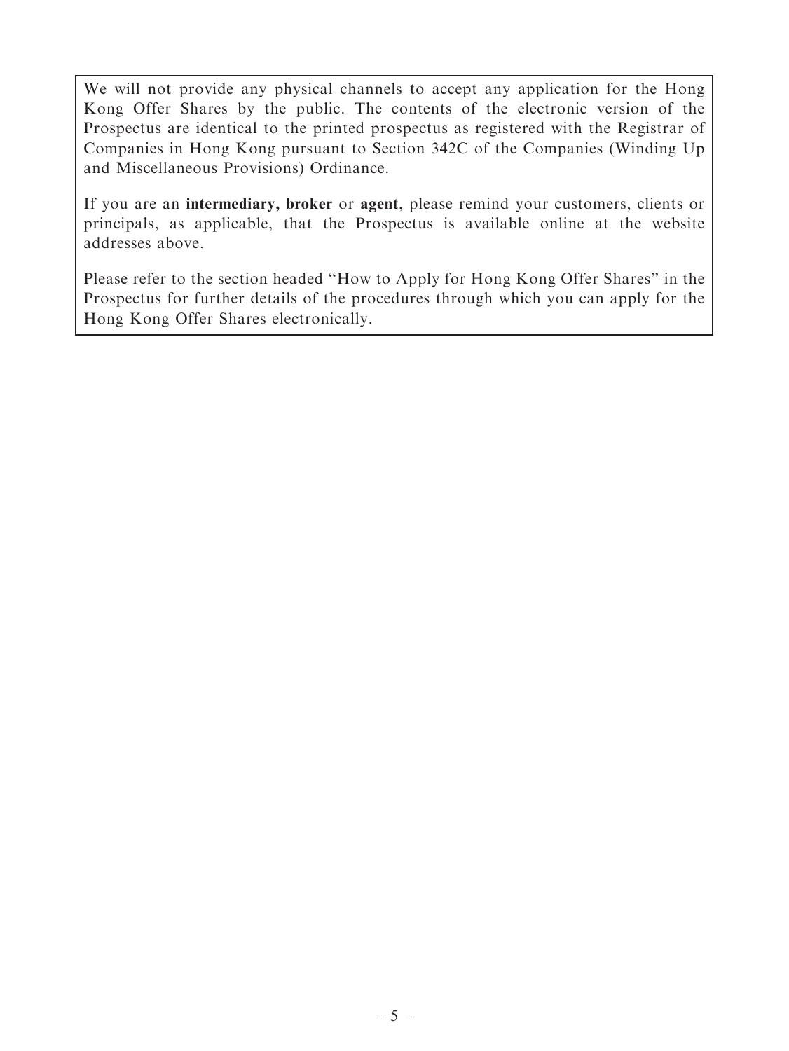We will not provide any physical channels to accept any application for the Hong Kong Offer Shares by the public. The contents of the electronic version of the Prospectus are identical to the printed prospectus as registered with the Registrar of Companies in Hong Kong pursuant to Section 342C of the Companies (Winding Up and Miscellaneous Provisions) Ordinance.

If you are an **intermediary, broker** or **agent**, please remind your customers, clients or principals, as applicable, that the Prospectus is available online at the website addresses above.

Please refer to the section headed "How to Apply for Hong Kong Offer Shares" in the Prospectus for further details of the procedures through which you can apply for the Hong Kong Offer Shares electronically.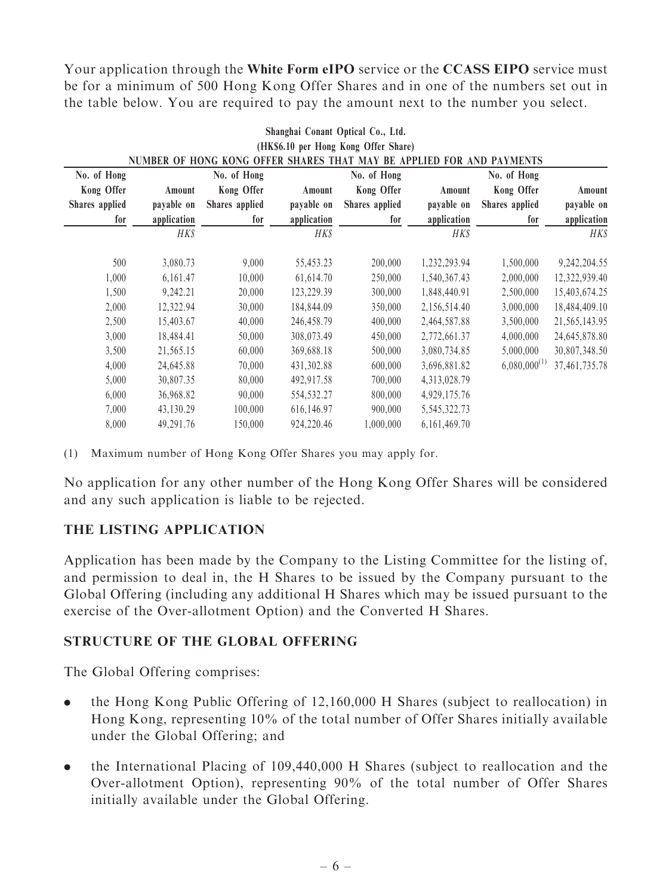Your application through the **White Form eIPO** service or the **CCASS EIPO** service must be for a minimum of 500 Hong Kong Offer Shares and in one of the numbers set out in the table below. You are required to pay the amount next to the number you select.

**Shanghai Conant Optical Co., Ltd.**
**(HK$6.10 per Hong Kong Offer Share)**
**NUMBER OF HONG KONG OFFER SHARES THAT MAY BE APPLIED FOR AND PAYMENTS**

| No. of Hong Kong Offer Shares applied for | Amount payable on application | No. of Hong Kong Offer Shares applied for | Amount payable on application | No. of Hong Kong Offer Shares applied for | Amount payable on application | No. of Hong Kong Offer Shares applied for | Amount payable on application |
|---|---|---|---|---|---|---|---|
| | *HK$* | | *HK$* | | *HK$* | | *HK$* |
| 500 | 3,080.73 | 9,000 | 55,453.23 | 200,000 | 1,232,293.94 | 1,500,000 | 9,242,204.55 |
| 1,000 | 6,161.47 | 10,000 | 61,614.70 | 250,000 | 1,540,367.43 | 2,000,000 | 12,322,939.40 |
| 1,500 | 9,242.21 | 20,000 | 123,229.39 | 300,000 | 1,848,440.91 | 2,500,000 | 15,403,674.25 |
| 2,000 | 12,322.94 | 30,000 | 184,844.09 | 350,000 | 2,156,514.40 | 3,000,000 | 18,484,409.10 |
| 2,500 | 15,403.67 | 40,000 | 246,458.79 | 400,000 | 2,464,587.88 | 3,500,000 | 21,565,143.95 |
| 3,000 | 18,484.41 | 50,000 | 308,073.49 | 450,000 | 2,772,661.37 | 4,000,000 | 24,645,878.80 |
| 3,500 | 21,565.15 | 60,000 | 369,688.18 | 500,000 | 3,080,734.85 | 5,000,000 | 30,807,348.50 |
| 4,000 | 24,645.88 | 70,000 | 431,302.88 | 600,000 | 3,696,881.82 | 6,080,000[(1)] | 37,461,735.78 |
| 5,000 | 30,807.35 | 80,000 | 492,917.58 | 700,000 | 4,313,028.79 | | |
| 6,000 | 36,968.82 | 90,000 | 554,532.27 | 800,000 | 4,929,175.76 | | |
| 7,000 | 43,130.29 | 100,000 | 616,146.97 | 900,000 | 5,545,322.73 | | |
| 8,000 | 49,291.76 | 150,000 | 924,220.46 | 1,000,000 | 6,161,469.70 | | |

(1) Maximum number of Hong Kong Offer Shares you may apply for.

No application for any other number of the Hong Kong Offer Shares will be considered and any such application is liable to be rejected.

## THE LISTING APPLICATION

Application has been made by the Company to the Listing Committee for the listing of, and permission to deal in, the H Shares to be issued by the Company pursuant to the Global Offering (including any additional H Shares which may be issued pursuant to the exercise of the Over-allotment Option) and the Converted H Shares.

## STRUCTURE OF THE GLOBAL OFFERING

The Global Offering comprises:

- the Hong Kong Public Offering of 12,160,000 H Shares (subject to reallocation) in Hong Kong, representing 10% of the total number of Offer Shares initially available under the Global Offering; and
- the International Placing of 109,440,000 H Shares (subject to reallocation and the Over-allotment Option), representing 90% of the total number of Offer Shares initially available under the Global Offering.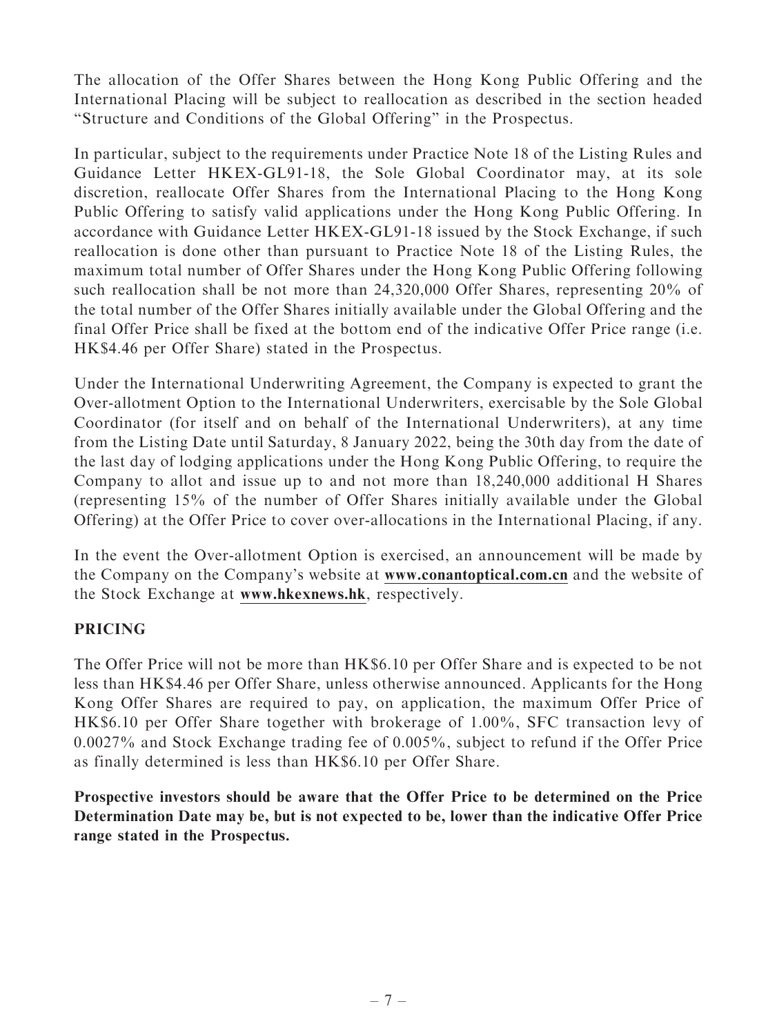The allocation of the Offer Shares between the Hong Kong Public Offering and the International Placing will be subject to reallocation as described in the section headed "Structure and Conditions of the Global Offering" in the Prospectus.

In particular, subject to the requirements under Practice Note 18 of the Listing Rules and Guidance Letter HKEX-GL91-18, the Sole Global Coordinator may, at its sole discretion, reallocate Offer Shares from the International Placing to the Hong Kong Public Offering to satisfy valid applications under the Hong Kong Public Offering. In accordance with Guidance Letter HKEX-GL91-18 issued by the Stock Exchange, if such reallocation is done other than pursuant to Practice Note 18 of the Listing Rules, the maximum total number of Offer Shares under the Hong Kong Public Offering following such reallocation shall be not more than 24,320,000 Offer Shares, representing 20% of the total number of the Offer Shares initially available under the Global Offering and the final Offer Price shall be fixed at the bottom end of the indicative Offer Price range (i.e. HK$4.46 per Offer Share) stated in the Prospectus.

Under the International Underwriting Agreement, the Company is expected to grant the Over-allotment Option to the International Underwriters, exercisable by the Sole Global Coordinator (for itself and on behalf of the International Underwriters), at any time from the Listing Date until Saturday, 8 January 2022, being the 30th day from the date of the last day of lodging applications under the Hong Kong Public Offering, to require the Company to allot and issue up to and not more than 18,240,000 additional H Shares (representing 15% of the number of Offer Shares initially available under the Global Offering) at the Offer Price to cover over-allocations in the International Placing, if any.

In the event the Over-allotment Option is exercised, an announcement will be made by the Company on the Company's website at **www.conantoptical.com.cn** and the website of the Stock Exchange at **www.hkexnews.hk**, respectively.

## PRICING

The Offer Price will not be more than HK$6.10 per Offer Share and is expected to be not less than HK$4.46 per Offer Share, unless otherwise announced. Applicants for the Hong Kong Offer Shares are required to pay, on application, the maximum Offer Price of HK$6.10 per Offer Share together with brokerage of 1.00%, SFC transaction levy of 0.0027% and Stock Exchange trading fee of 0.005%, subject to refund if the Offer Price as finally determined is less than HK$6.10 per Offer Share.

**Prospective investors should be aware that the Offer Price to be determined on the Price Determination Date may be, but is not expected to be, lower than the indicative Offer Price range stated in the Prospectus.**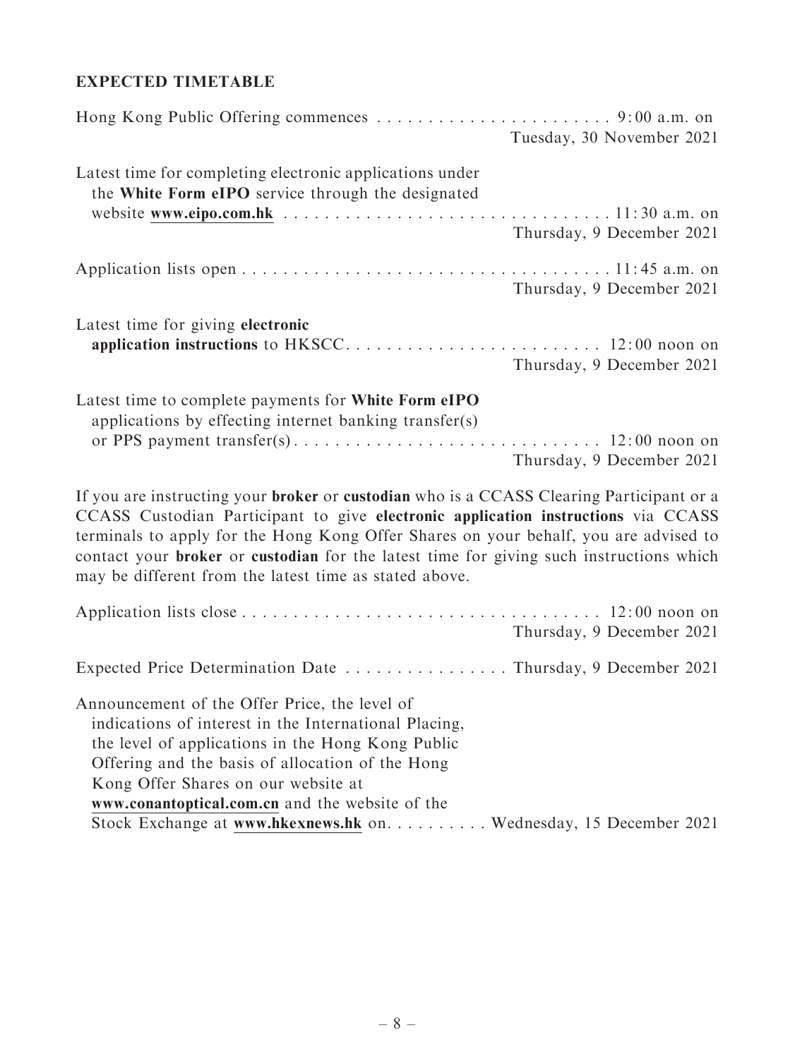**EXPECTED TIMETABLE**

| | |
|---|---|
| Hong Kong Public Offering commences | 9:00 a.m. on Tuesday, 30 November 2021 |
| Latest time for completing electronic applications under the **White Form eIPO** service through the designated website **www.eipo.com.hk** | 11:30 a.m. on Thursday, 9 December 2021 |
| Application lists open | 11:45 a.m. on Thursday, 9 December 2021 |
| Latest time for giving **electronic application instructions** to HKSCC | 12:00 noon on Thursday, 9 December 2021 |
| Latest time to complete payments for **White Form eIPO** applications by effecting internet banking transfer(s) or PPS payment transfer(s) | 12:00 noon on Thursday, 9 December 2021 |

If you are instructing your **broker** or **custodian** who is a CCASS Clearing Participant or a CCASS Custodian Participant to give **electronic application instructions** via CCASS terminals to apply for the Hong Kong Offer Shares on your behalf, you are advised to contact your **broker** or **custodian** for the latest time for giving such instructions which may be different from the latest time as stated above.

| | |
|---|---|
| Application lists close | 12:00 noon on Thursday, 9 December 2021 |
| Expected Price Determination Date | Thursday, 9 December 2021 |
| Announcement of the Offer Price, the level of indications of interest in the International Placing, the level of applications in the Hong Kong Public Offering and the basis of allocation of the Hong Kong Offer Shares on our website at **www.conantoptical.com.cn** and the website of the Stock Exchange at **www.hkexnews.hk** on | Wednesday, 15 December 2021 |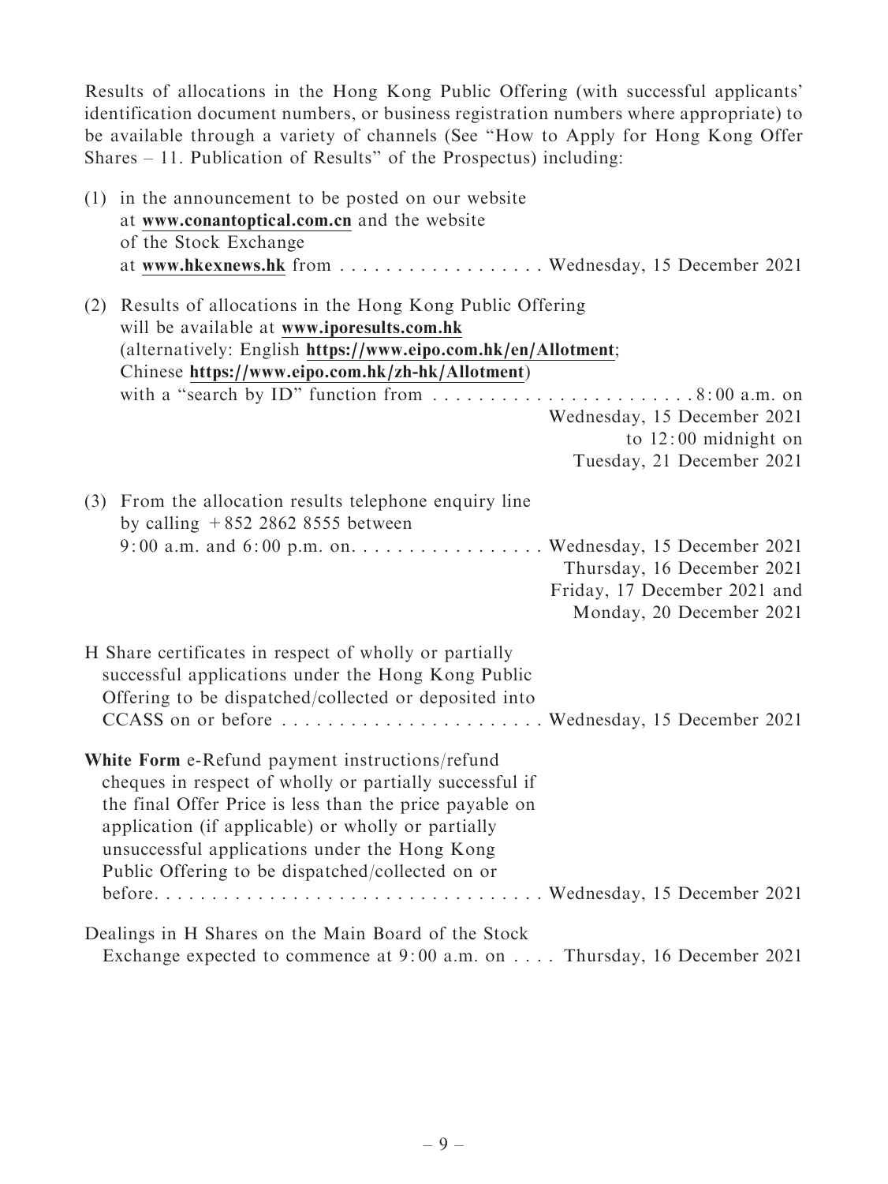Results of allocations in the Hong Kong Public Offering (with successful applicants' identification document numbers, or business registration numbers where appropriate) to be available through a variety of channels (See "How to Apply for Hong Kong Offer Shares – 11. Publication of Results" of the Prospectus) including:

| | |
|---|---|
| (1) in the announcement to be posted on our website at **www.conantoptical.com.cn** and the website of the Stock Exchange at **www.hkexnews.hk** from | Wednesday, 15 December 2021 |
| (2) Results of allocations in the Hong Kong Public Offering will be available at **www.iporesults.com.hk** (alternatively: English **https://www.eipo.com.hk/en/Allotment**; Chinese **https://www.eipo.com.hk/zh-hk/Allotment**) with a "search by ID" function from | 8:00 a.m. on Wednesday, 15 December 2021 to 12:00 midnight on Tuesday, 21 December 2021 |
| (3) From the allocation results telephone enquiry line by calling +852 2862 8555 between 9:00 a.m. and 6:00 p.m. on | Wednesday, 15 December 2021 Thursday, 16 December 2021 Friday, 17 December 2021 and Monday, 20 December 2021 |
| H Share certificates in respect of wholly or partially successful applications under the Hong Kong Public Offering to be dispatched/collected or deposited into CCASS on or before | Wednesday, 15 December 2021 |
| **White Form** e-Refund payment instructions/refund cheques in respect of wholly or partially successful if the final Offer Price is less than the price payable on application (if applicable) or wholly or partially unsuccessful applications under the Hong Kong Public Offering to be dispatched/collected on or before | Wednesday, 15 December 2021 |
| Dealings in H Shares on the Main Board of the Stock Exchange expected to commence at 9:00 a.m. on | Thursday, 16 December 2021 |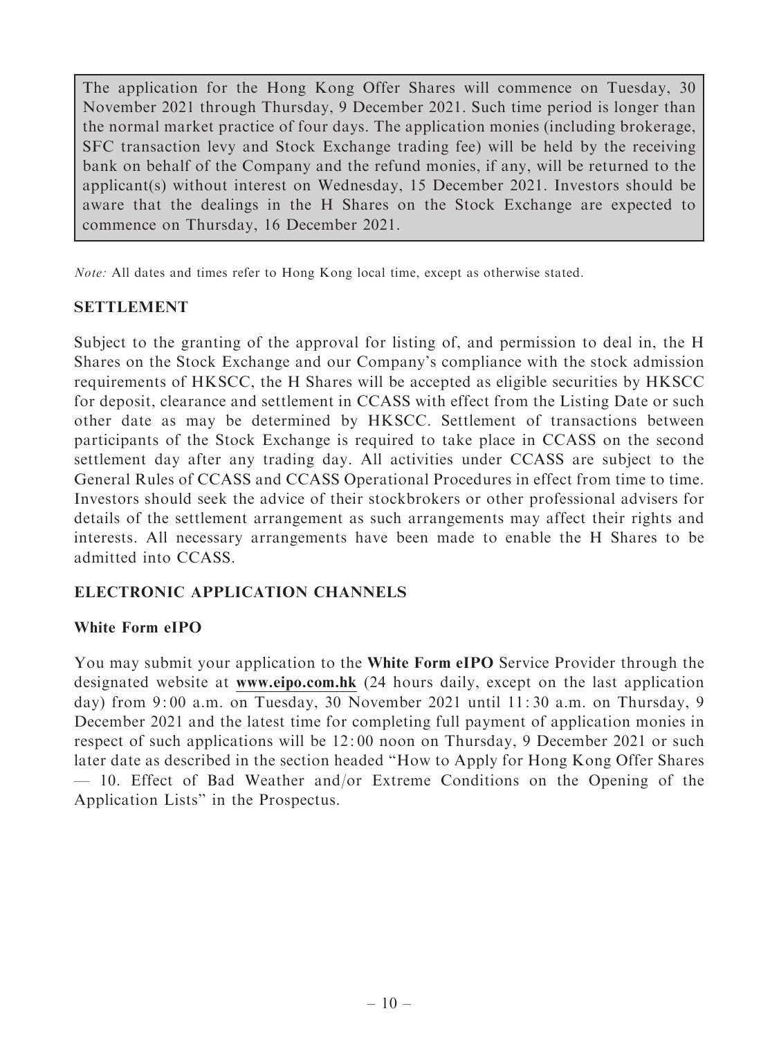The application for the Hong Kong Offer Shares will commence on Tuesday, 30 November 2021 through Thursday, 9 December 2021. Such time period is longer than the normal market practice of four days. The application monies (including brokerage, SFC transaction levy and Stock Exchange trading fee) will be held by the receiving bank on behalf of the Company and the refund monies, if any, will be returned to the applicant(s) without interest on Wednesday, 15 December 2021. Investors should be aware that the dealings in the H Shares on the Stock Exchange are expected to commence on Thursday, 16 December 2021.

*Note:* All dates and times refer to Hong Kong local time, except as otherwise stated.

## SETTLEMENT

Subject to the granting of the approval for listing of, and permission to deal in, the H Shares on the Stock Exchange and our Company's compliance with the stock admission requirements of HKSCC, the H Shares will be accepted as eligible securities by HKSCC for deposit, clearance and settlement in CCASS with effect from the Listing Date or such other date as may be determined by HKSCC. Settlement of transactions between participants of the Stock Exchange is required to take place in CCASS on the second settlement day after any trading day. All activities under CCASS are subject to the General Rules of CCASS and CCASS Operational Procedures in effect from time to time. Investors should seek the advice of their stockbrokers or other professional advisers for details of the settlement arrangement as such arrangements may affect their rights and interests. All necessary arrangements have been made to enable the H Shares to be admitted into CCASS.

## ELECTRONIC APPLICATION CHANNELS

### White Form eIPO

You may submit your application to the **White Form eIPO** Service Provider through the designated website at **www.eipo.com.hk** (24 hours daily, except on the last application day) from 9:00 a.m. on Tuesday, 30 November 2021 until 11:30 a.m. on Thursday, 9 December 2021 and the latest time for completing full payment of application monies in respect of such applications will be 12:00 noon on Thursday, 9 December 2021 or such later date as described in the section headed "How to Apply for Hong Kong Offer Shares — 10. Effect of Bad Weather and/or Extreme Conditions on the Opening of the Application Lists" in the Prospectus.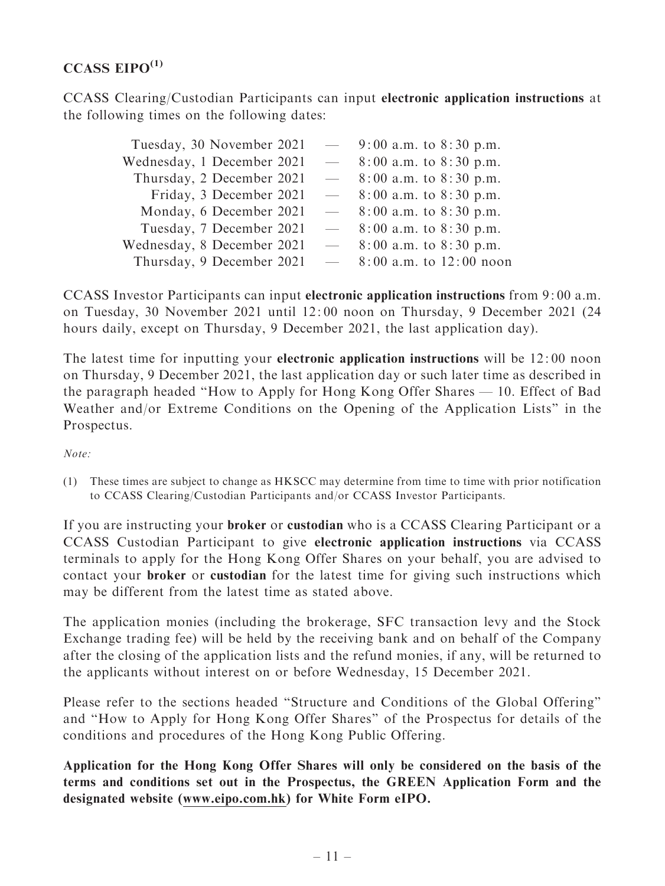**CCASS EIPO[1]**

CCASS Clearing/Custodian Participants can input **electronic application instructions** at the following times on the following dates:

| | | |
|---|---|---|
| Tuesday, 30 November 2021 | — | 9:00 a.m. to 8:30 p.m. |
| Wednesday, 1 December 2021 | — | 8:00 a.m. to 8:30 p.m. |
| Thursday, 2 December 2021 | — | 8:00 a.m. to 8:30 p.m. |
| Friday, 3 December 2021 | — | 8:00 a.m. to 8:30 p.m. |
| Monday, 6 December 2021 | — | 8:00 a.m. to 8:30 p.m. |
| Tuesday, 7 December 2021 | — | 8:00 a.m. to 8:30 p.m. |
| Wednesday, 8 December 2021 | — | 8:00 a.m. to 8:30 p.m. |
| Thursday, 9 December 2021 | — | 8:00 a.m. to 12:00 noon |

CCASS Investor Participants can input **electronic application instructions** from 9:00 a.m. on Tuesday, 30 November 2021 until 12:00 noon on Thursday, 9 December 2021 (24 hours daily, except on Thursday, 9 December 2021, the last application day).

The latest time for inputting your **electronic application instructions** will be 12:00 noon on Thursday, 9 December 2021, the last application day or such later time as described in the paragraph headed "How to Apply for Hong Kong Offer Shares — 10. Effect of Bad Weather and/or Extreme Conditions on the Opening of the Application Lists" in the Prospectus.

*Note:*

(1) These times are subject to change as HKSCC may determine from time to time with prior notification to CCASS Clearing/Custodian Participants and/or CCASS Investor Participants.

If you are instructing your **broker** or **custodian** who is a CCASS Clearing Participant or a CCASS Custodian Participant to give **electronic application instructions** via CCASS terminals to apply for the Hong Kong Offer Shares on your behalf, you are advised to contact your **broker** or **custodian** for the latest time for giving such instructions which may be different from the latest time as stated above.

The application monies (including the brokerage, SFC transaction levy and the Stock Exchange trading fee) will be held by the receiving bank and on behalf of the Company after the closing of the application lists and the refund monies, if any, will be returned to the applicants without interest on or before Wednesday, 15 December 2021.

Please refer to the sections headed "Structure and Conditions of the Global Offering" and "How to Apply for Hong Kong Offer Shares" of the Prospectus for details of the conditions and procedures of the Hong Kong Public Offering.

**Application for the Hong Kong Offer Shares will only be considered on the basis of the terms and conditions set out in the Prospectus, the GREEN Application Form and the designated website (www.eipo.com.hk) for White Form eIPO.**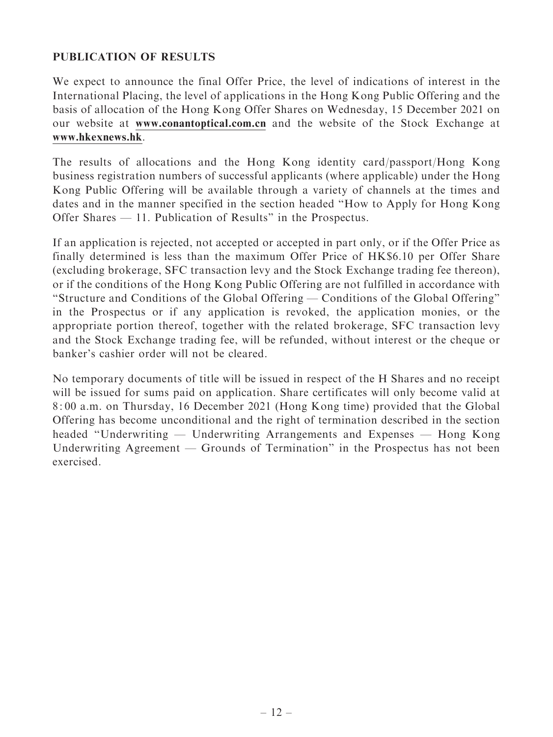## PUBLICATION OF RESULTS

We expect to announce the final Offer Price, the level of indications of interest in the International Placing, the level of applications in the Hong Kong Public Offering and the basis of allocation of the Hong Kong Offer Shares on Wednesday, 15 December 2021 on our website at **www.conantoptical.com.cn** and the website of the Stock Exchange at **www.hkexnews.hk**.

The results of allocations and the Hong Kong identity card/passport/Hong Kong business registration numbers of successful applicants (where applicable) under the Hong Kong Public Offering will be available through a variety of channels at the times and dates and in the manner specified in the section headed "How to Apply for Hong Kong Offer Shares — 11. Publication of Results" in the Prospectus.

If an application is rejected, not accepted or accepted in part only, or if the Offer Price as finally determined is less than the maximum Offer Price of HK$6.10 per Offer Share (excluding brokerage, SFC transaction levy and the Stock Exchange trading fee thereon), or if the conditions of the Hong Kong Public Offering are not fulfilled in accordance with "Structure and Conditions of the Global Offering — Conditions of the Global Offering" in the Prospectus or if any application is revoked, the application monies, or the appropriate portion thereof, together with the related brokerage, SFC transaction levy and the Stock Exchange trading fee, will be refunded, without interest or the cheque or banker's cashier order will not be cleared.

No temporary documents of title will be issued in respect of the H Shares and no receipt will be issued for sums paid on application. Share certificates will only become valid at 8:00 a.m. on Thursday, 16 December 2021 (Hong Kong time) provided that the Global Offering has become unconditional and the right of termination described in the section headed "Underwriting — Underwriting Arrangements and Expenses — Hong Kong Underwriting Agreement — Grounds of Termination" in the Prospectus has not been exercised.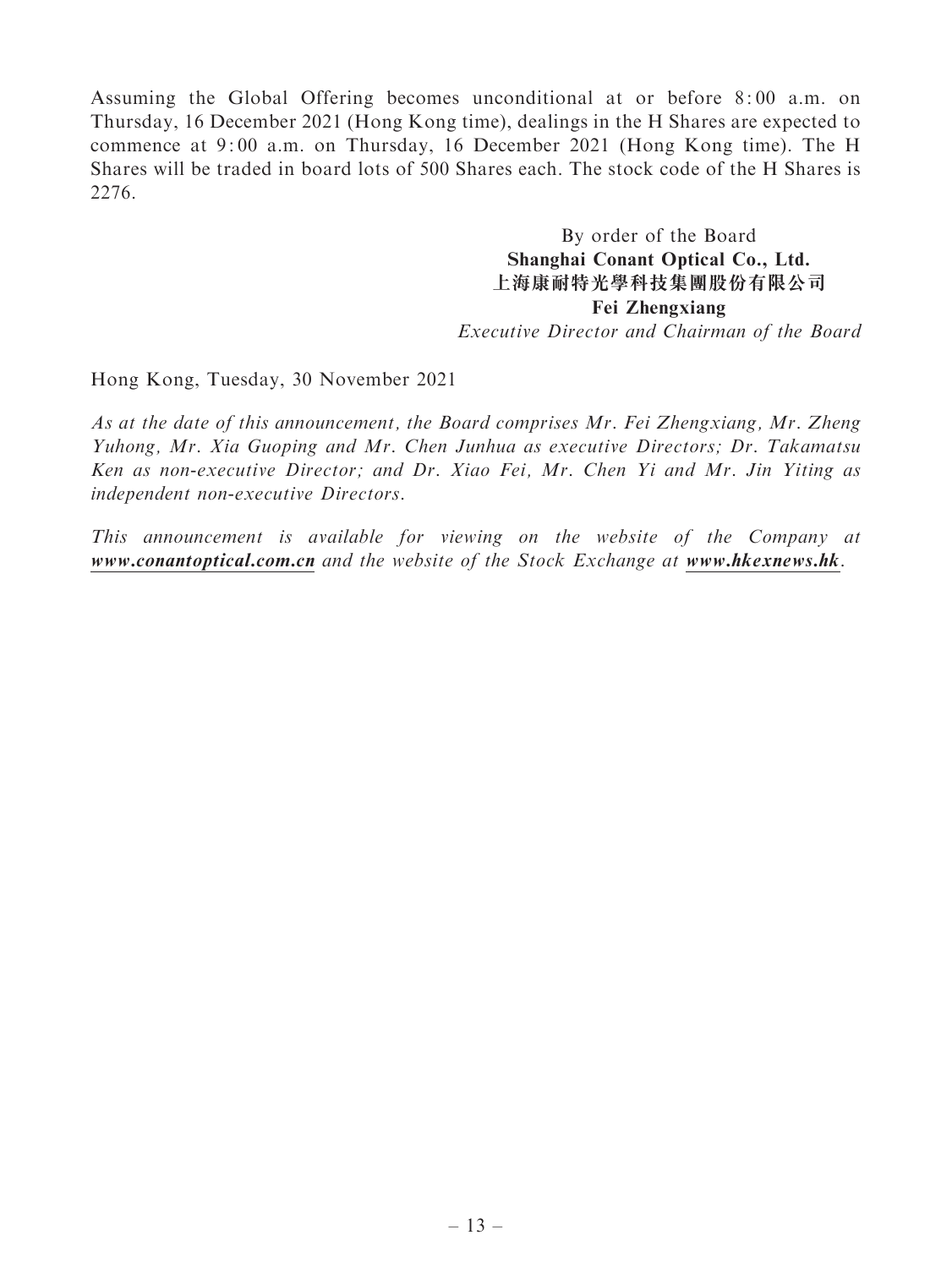Assuming the Global Offering becomes unconditional at or before 8:00 a.m. on Thursday, 16 December 2021 (Hong Kong time), dealings in the H Shares are expected to commence at 9:00 a.m. on Thursday, 16 December 2021 (Hong Kong time). The H Shares will be traded in board lots of 500 Shares each. The stock code of the H Shares is 2276.

By order of the Board
**Shanghai Conant Optical Co., Ltd.**
**上海康耐特光學科技集團股份有限公司**
**Fei Zhengxiang**
*Executive Director and Chairman of the Board*

Hong Kong, Tuesday, 30 November 2021

*As at the date of this announcement, the Board comprises Mr. Fei Zhengxiang, Mr. Zheng Yuhong, Mr. Xia Guoping and Mr. Chen Junhua as executive Directors; Dr. Takamatsu Ken as non-executive Director; and Dr. Xiao Fei, Mr. Chen Yi and Mr. Jin Yiting as independent non-executive Directors.*

*This announcement is available for viewing on the website of the Company at* ***www.conantoptical.com.cn*** *and the website of the Stock Exchange at* ***www.hkexnews.hk****.*